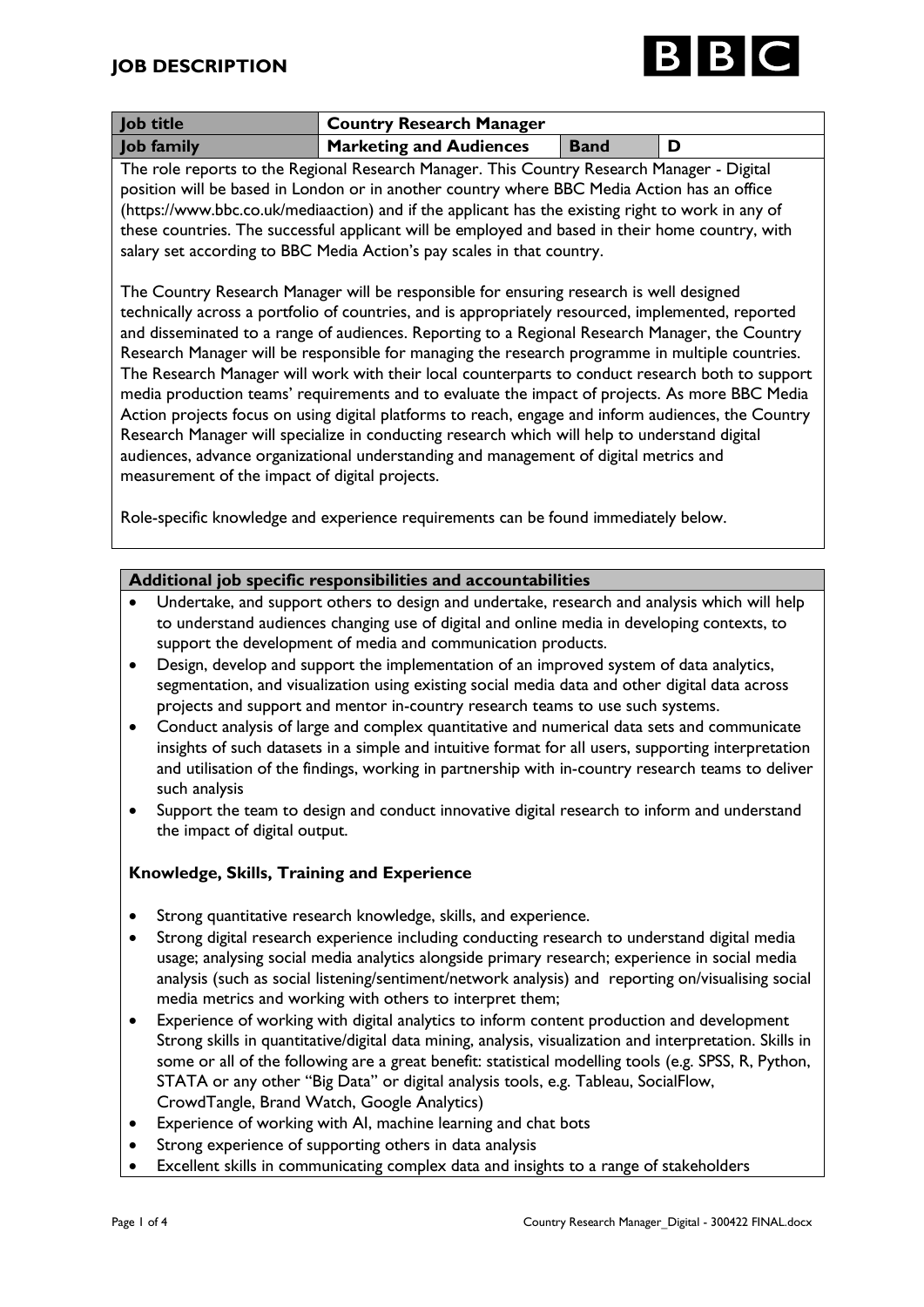# JOB DESCRIPTION

| Job title | Country Research Manager | | |
|---|---|---|---|
| Job family | Marketing and Audiences | Band | D |

The role reports to the Regional Research Manager. This Country Research Manager - Digital position will be based in London or in another country where BBC Media Action has an office (https://www.bbc.co.uk/mediaaction) and if the applicant has the existing right to work in any of these countries. The successful applicant will be employed and based in their home country, with salary set according to BBC Media Action's pay scales in that country.

The Country Research Manager will be responsible for ensuring research is well designed technically across a portfolio of countries, and is appropriately resourced, implemented, reported and disseminated to a range of audiences. Reporting to a Regional Research Manager, the Country Research Manager will be responsible for managing the research programme in multiple countries. The Research Manager will work with their local counterparts to conduct research both to support media production teams' requirements and to evaluate the impact of projects. As more BBC Media Action projects focus on using digital platforms to reach, engage and inform audiences, the Country Research Manager will specialize in conducting research which will help to understand digital audiences, advance organizational understanding and management of digital metrics and measurement of the impact of digital projects.

Role-specific knowledge and experience requirements can be found immediately below.

## Additional job specific responsibilities and accountabilities

- Undertake, and support others to design and undertake, research and analysis which will help to understand audiences changing use of digital and online media in developing contexts, to support the development of media and communication products.
- Design, develop and support the implementation of an improved system of data analytics, segmentation, and visualization using existing social media data and other digital data across projects and support and mentor in-country research teams to use such systems.
- Conduct analysis of large and complex quantitative and numerical data sets and communicate insights of such datasets in a simple and intuitive format for all users, supporting interpretation and utilisation of the findings, working in partnership with in-country research teams to deliver such analysis
- Support the team to design and conduct innovative digital research to inform and understand the impact of digital output.

### Knowledge, Skills, Training and Experience

- Strong quantitative research knowledge, skills, and experience.
- Strong digital research experience including conducting research to understand digital media usage; analysing social media analytics alongside primary research; experience in social media analysis (such as social listening/sentiment/network analysis) and reporting on/visualising social media metrics and working with others to interpret them;
- Experience of working with digital analytics to inform content production and development Strong skills in quantitative/digital data mining, analysis, visualization and interpretation. Skills in some or all of the following are a great benefit: statistical modelling tools (e.g. SPSS, R, Python, STATA or any other "Big Data" or digital analysis tools, e.g. Tableau, SocialFlow, CrowdTangle, Brand Watch, Google Analytics)
- Experience of working with AI, machine learning and chat bots
- Strong experience of supporting others in data analysis
- Excellent skills in communicating complex data and insights to a range of stakeholders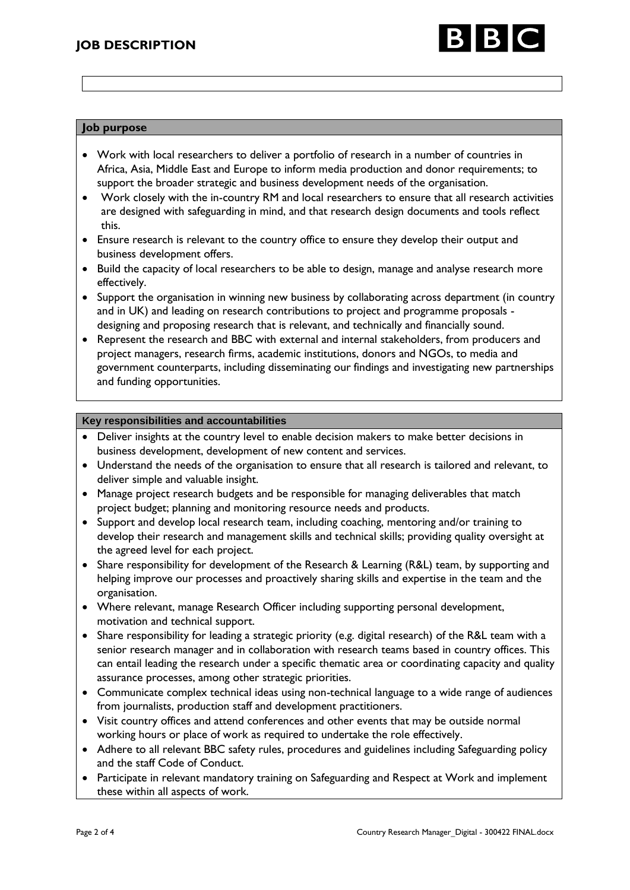## JOB DESCRIPTION

### Job purpose

- Work with local researchers to deliver a portfolio of research in a number of countries in Africa, Asia, Middle East and Europe to inform media production and donor requirements; to support the broader strategic and business development needs of the organisation.
- Work closely with the in-country RM and local researchers to ensure that all research activities are designed with safeguarding in mind, and that research design documents and tools reflect this.
- Ensure research is relevant to the country office to ensure they develop their output and business development offers.
- Build the capacity of local researchers to be able to design, manage and analyse research more effectively.
- Support the organisation in winning new business by collaborating across department (in country and in UK) and leading on research contributions to project and programme proposals - designing and proposing research that is relevant, and technically and financially sound.
- Represent the research and BBC with external and internal stakeholders, from producers and project managers, research firms, academic institutions, donors and NGOs, to media and government counterparts, including disseminating our findings and investigating new partnerships and funding opportunities.

### Key responsibilities and accountabilities

- Deliver insights at the country level to enable decision makers to make better decisions in business development, development of new content and services.
- Understand the needs of the organisation to ensure that all research is tailored and relevant, to deliver simple and valuable insight.
- Manage project research budgets and be responsible for managing deliverables that match project budget; planning and monitoring resource needs and products.
- Support and develop local research team, including coaching, mentoring and/or training to develop their research and management skills and technical skills; providing quality oversight at the agreed level for each project.
- Share responsibility for development of the Research & Learning (R&L) team, by supporting and helping improve our processes and proactively sharing skills and expertise in the team and the organisation.
- Where relevant, manage Research Officer including supporting personal development, motivation and technical support.
- Share responsibility for leading a strategic priority (e.g. digital research) of the R&L team with a senior research manager and in collaboration with research teams based in country offices. This can entail leading the research under a specific thematic area or coordinating capacity and quality assurance processes, among other strategic priorities.
- Communicate complex technical ideas using non-technical language to a wide range of audiences from journalists, production staff and development practitioners.
- Visit country offices and attend conferences and other events that may be outside normal working hours or place of work as required to undertake the role effectively.
- Adhere to all relevant BBC safety rules, procedures and guidelines including Safeguarding policy and the staff Code of Conduct.
- Participate in relevant mandatory training on Safeguarding and Respect at Work and implement these within all aspects of work.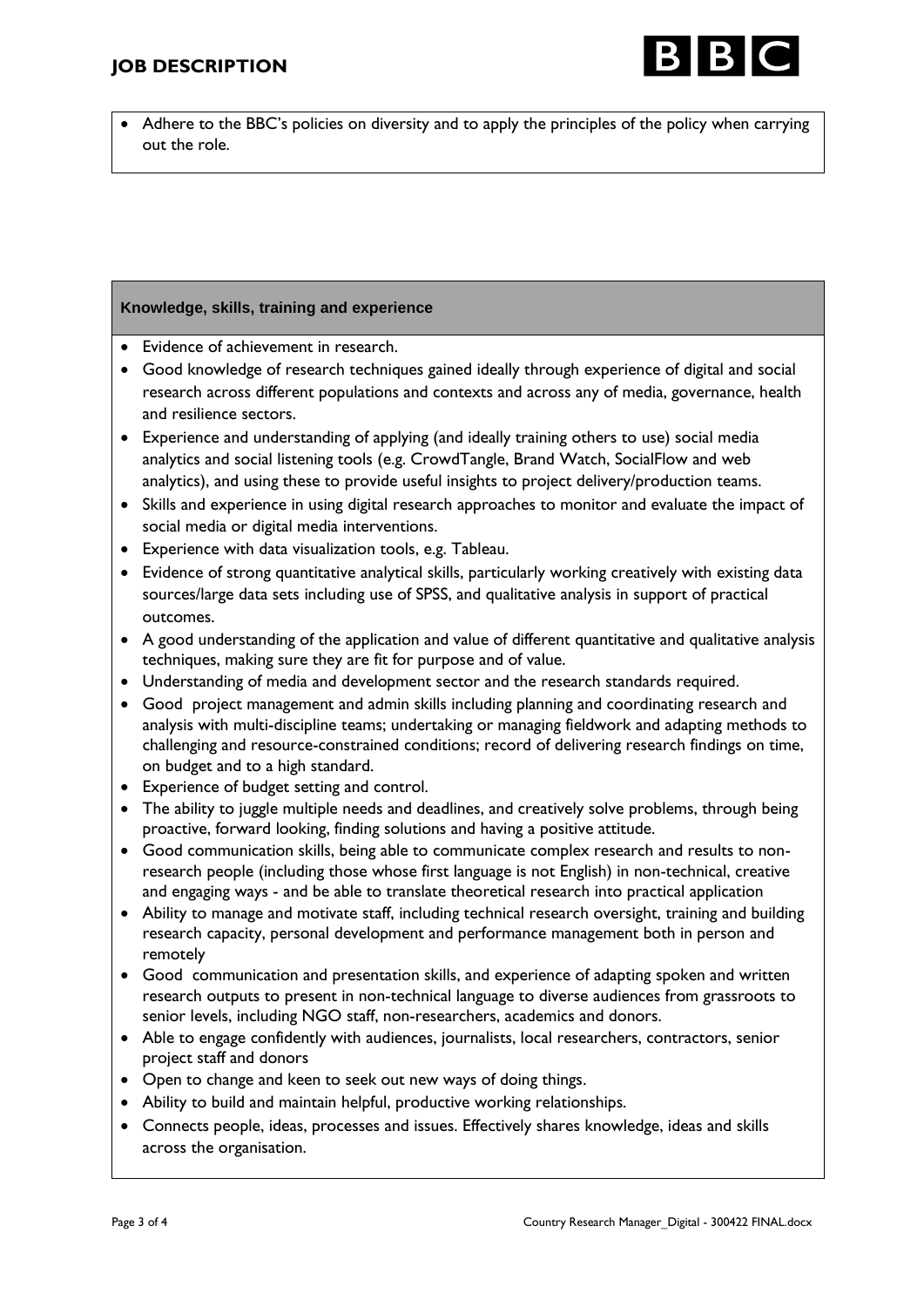- Adhere to the BBC's policies on diversity and to apply the principles of the policy when carrying out the role.

## Knowledge, skills, training and experience

- Evidence of achievement in research.
- Good knowledge of research techniques gained ideally through experience of digital and social research across different populations and contexts and across any of media, governance, health and resilience sectors.
- Experience and understanding of applying (and ideally training others to use) social media analytics and social listening tools (e.g. CrowdTangle, Brand Watch, SocialFlow and web analytics), and using these to provide useful insights to project delivery/production teams.
- Skills and experience in using digital research approaches to monitor and evaluate the impact of social media or digital media interventions.
- Experience with data visualization tools, e.g. Tableau.
- Evidence of strong quantitative analytical skills, particularly working creatively with existing data sources/large data sets including use of SPSS, and qualitative analysis in support of practical outcomes.
- A good understanding of the application and value of different quantitative and qualitative analysis techniques, making sure they are fit for purpose and of value.
- Understanding of media and development sector and the research standards required.
- Good project management and admin skills including planning and coordinating research and analysis with multi-discipline teams; undertaking or managing fieldwork and adapting methods to challenging and resource-constrained conditions; record of delivering research findings on time, on budget and to a high standard.
- Experience of budget setting and control.
- The ability to juggle multiple needs and deadlines, and creatively solve problems, through being proactive, forward looking, finding solutions and having a positive attitude.
- Good communication skills, being able to communicate complex research and results to non-research people (including those whose first language is not English) in non-technical, creative and engaging ways - and be able to translate theoretical research into practical application
- Ability to manage and motivate staff, including technical research oversight, training and building research capacity, personal development and performance management both in person and remotely
- Good communication and presentation skills, and experience of adapting spoken and written research outputs to present in non-technical language to diverse audiences from grassroots to senior levels, including NGO staff, non-researchers, academics and donors.
- Able to engage confidently with audiences, journalists, local researchers, contractors, senior project staff and donors
- Open to change and keen to seek out new ways of doing things.
- Ability to build and maintain helpful, productive working relationships.
- Connects people, ideas, processes and issues. Effectively shares knowledge, ideas and skills across the organisation.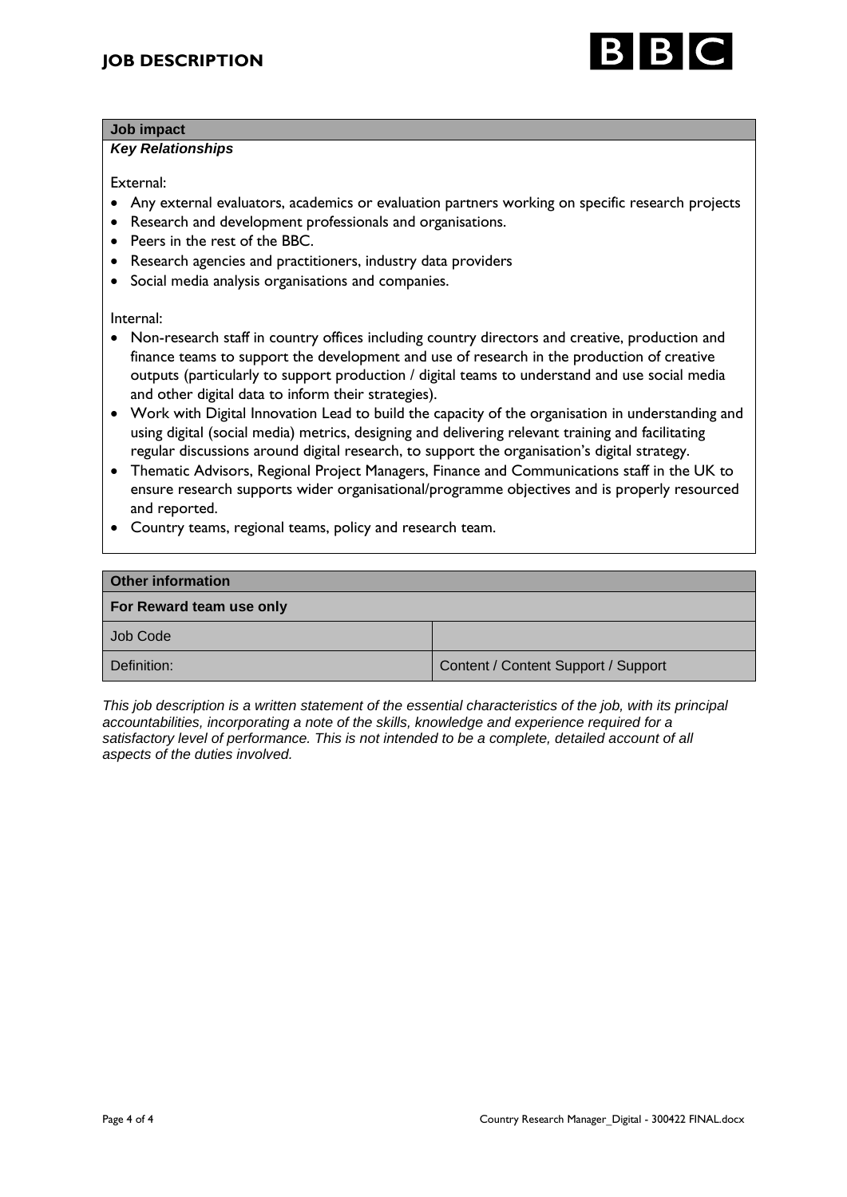# JOB DESCRIPTION

## Job impact

***Key Relationships***

External:

- Any external evaluators, academics or evaluation partners working on specific research projects
- Research and development professionals and organisations.
- Peers in the rest of the BBC.
- Research agencies and practitioners, industry data providers
- Social media analysis organisations and companies.

Internal:

- Non-research staff in country offices including country directors and creative, production and finance teams to support the development and use of research in the production of creative outputs (particularly to support production / digital teams to understand and use social media and other digital data to inform their strategies).
- Work with Digital Innovation Lead to build the capacity of the organisation in understanding and using digital (social media) metrics, designing and delivering relevant training and facilitating regular discussions around digital research, to support the organisation's digital strategy.
- Thematic Advisors, Regional Project Managers, Finance and Communications staff in the UK to ensure research supports wider organisational/programme objectives and is properly resourced and reported.
- Country teams, regional teams, policy and research team.

## Other information

| For Reward team use only | |
|---|---|
| Job Code | |
| Definition: | Content / Content Support / Support |

*This job description is a written statement of the essential characteristics of the job, with its principal accountabilities, incorporating a note of the skills, knowledge and experience required for a satisfactory level of performance. This is not intended to be a complete, detailed account of all aspects of the duties involved.*